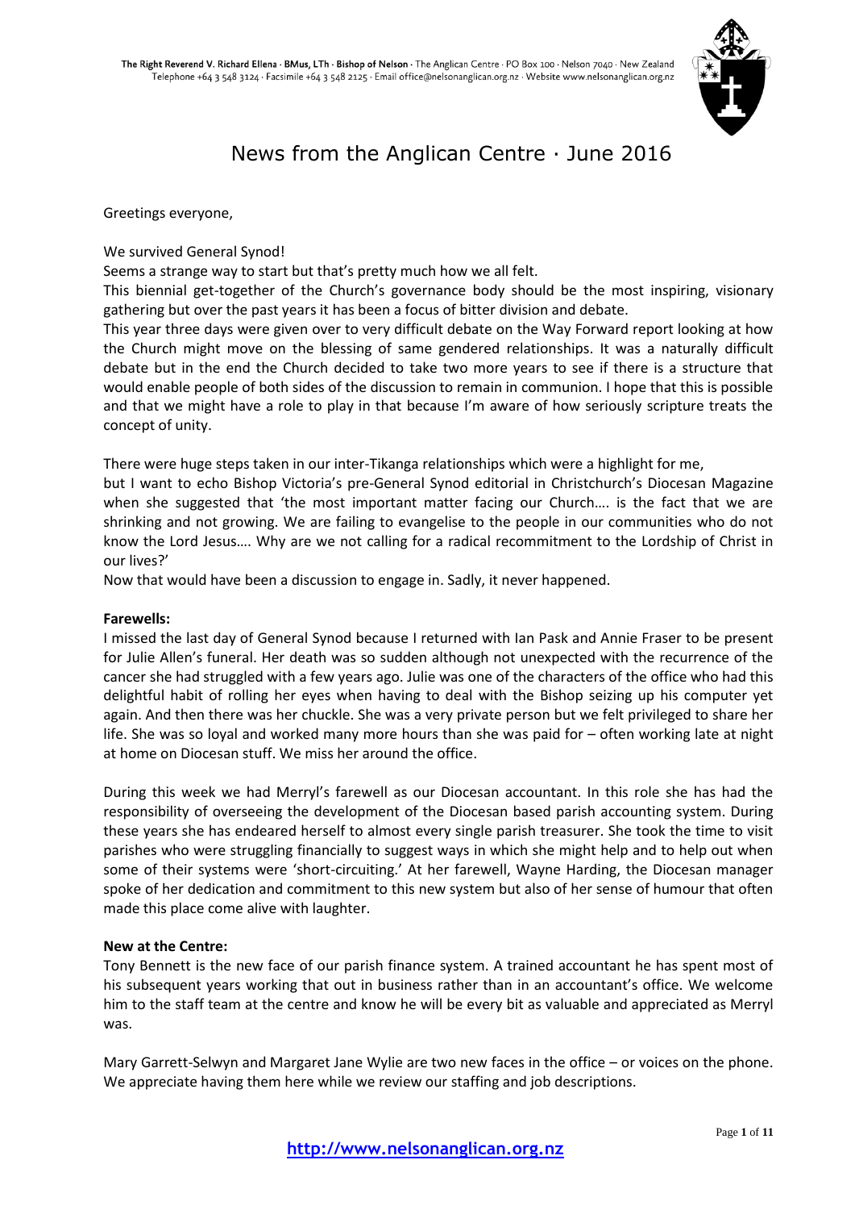The Right Reverend V. Richard Ellena · BMus, LTh · Bishop of Nelson · The Anglican Centre · PO Box 100 · Nelson 7040 · New Zealand
Telephone +64 3 548 3124 · Facsimile +64 3 548 2125 · Email office@nelsonanglican.org.nz · Website www.nelsonanglican.org.nz

# News from the Anglican Centre · June 2016

Greetings everyone,

We survived General Synod!

Seems a strange way to start but that's pretty much how we all felt.

This biennial get-together of the Church's governance body should be the most inspiring, visionary gathering but over the past years it has been a focus of bitter division and debate.

This year three days were given over to very difficult debate on the Way Forward report looking at how the Church might move on the blessing of same gendered relationships. It was a naturally difficult debate but in the end the Church decided to take two more years to see if there is a structure that would enable people of both sides of the discussion to remain in communion. I hope that this is possible and that we might have a role to play in that because I'm aware of how seriously scripture treats the concept of unity.

There were huge steps taken in our inter-Tikanga relationships which were a highlight for me, but I want to echo Bishop Victoria's pre-General Synod editorial in Christchurch's Diocesan Magazine when she suggested that 'the most important matter facing our Church…. is the fact that we are shrinking and not growing. We are failing to evangelise to the people in our communities who do not know the Lord Jesus…. Why are we not calling for a radical recommitment to the Lordship of Christ in our lives?'

Now that would have been a discussion to engage in. Sadly, it never happened.

**Farewells:**

I missed the last day of General Synod because I returned with Ian Pask and Annie Fraser to be present for Julie Allen's funeral. Her death was so sudden although not unexpected with the recurrence of the cancer she had struggled with a few years ago. Julie was one of the characters of the office who had this delightful habit of rolling her eyes when having to deal with the Bishop seizing up his computer yet again. And then there was her chuckle. She was a very private person but we felt privileged to share her life. She was so loyal and worked many more hours than she was paid for – often working late at night at home on Diocesan stuff. We miss her around the office.

During this week we had Merryl's farewell as our Diocesan accountant. In this role she has had the responsibility of overseeing the development of the Diocesan based parish accounting system. During these years she has endeared herself to almost every single parish treasurer. She took the time to visit parishes who were struggling financially to suggest ways in which she might help and to help out when some of their systems were 'short-circuiting.' At her farewell, Wayne Harding, the Diocesan manager spoke of her dedication and commitment to this new system but also of her sense of humour that often made this place come alive with laughter.

**New at the Centre:**

Tony Bennett is the new face of our parish finance system. A trained accountant he has spent most of his subsequent years working that out in business rather than in an accountant's office. We welcome him to the staff team at the centre and know he will be every bit as valuable and appreciated as Merryl was.

Mary Garrett-Selwyn and Margaret Jane Wylie are two new faces in the office – or voices on the phone. We appreciate having them here while we review our staffing and job descriptions.

http://www.nelsonanglican.org.nz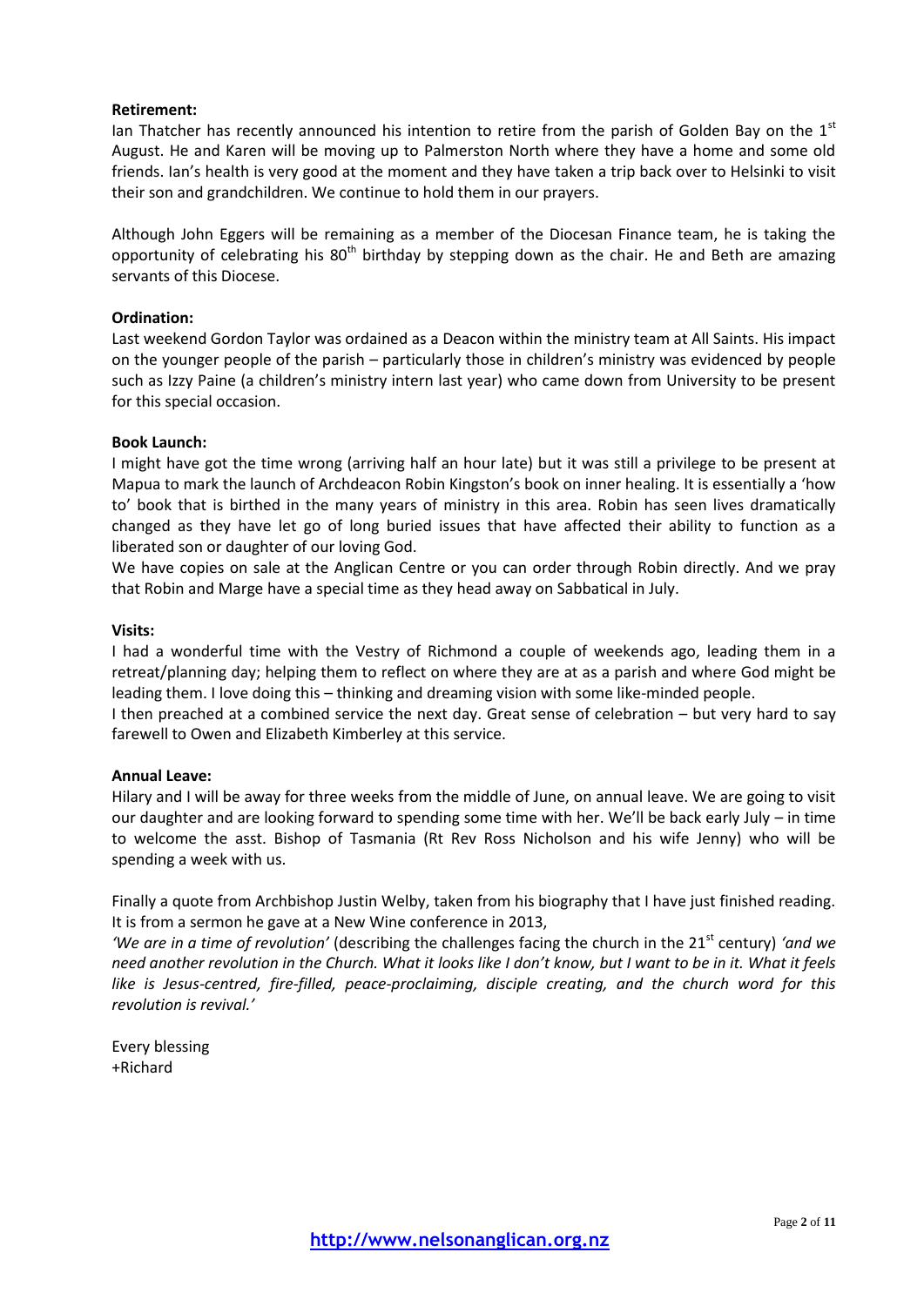**Retirement:**

Ian Thatcher has recently announced his intention to retire from the parish of Golden Bay on the 1st August. He and Karen will be moving up to Palmerston North where they have a home and some old friends. Ian's health is very good at the moment and they have taken a trip back over to Helsinki to visit their son and grandchildren. We continue to hold them in our prayers.

Although John Eggers will be remaining as a member of the Diocesan Finance team, he is taking the opportunity of celebrating his 80th birthday by stepping down as the chair. He and Beth are amazing servants of this Diocese.

**Ordination:**

Last weekend Gordon Taylor was ordained as a Deacon within the ministry team at All Saints. His impact on the younger people of the parish – particularly those in children's ministry was evidenced by people such as Izzy Paine (a children's ministry intern last year) who came down from University to be present for this special occasion.

**Book Launch:**

I might have got the time wrong (arriving half an hour late) but it was still a privilege to be present at Mapua to mark the launch of Archdeacon Robin Kingston's book on inner healing. It is essentially a 'how to' book that is birthed in the many years of ministry in this area. Robin has seen lives dramatically changed as they have let go of long buried issues that have affected their ability to function as a liberated son or daughter of our loving God.

We have copies on sale at the Anglican Centre or you can order through Robin directly. And we pray that Robin and Marge have a special time as they head away on Sabbatical in July.

**Visits:**

I had a wonderful time with the Vestry of Richmond a couple of weekends ago, leading them in a retreat/planning day; helping them to reflect on where they are at as a parish and where God might be leading them. I love doing this – thinking and dreaming vision with some like-minded people.

I then preached at a combined service the next day. Great sense of celebration – but very hard to say farewell to Owen and Elizabeth Kimberley at this service.

**Annual Leave:**

Hilary and I will be away for three weeks from the middle of June, on annual leave. We are going to visit our daughter and are looking forward to spending some time with her. We'll be back early July – in time to welcome the asst. Bishop of Tasmania (Rt Rev Ross Nicholson and his wife Jenny) who will be spending a week with us.

Finally a quote from Archbishop Justin Welby, taken from his biography that I have just finished reading. It is from a sermon he gave at a New Wine conference in 2013,

*'We are in a time of revolution'* (describing the challenges facing the church in the 21st century) *'and we need another revolution in the Church. What it looks like I don't know, but I want to be in it. What it feels like is Jesus-centred, fire-filled, peace-proclaiming, disciple creating, and the church word for this revolution is revival.'*

Every blessing
+Richard

**http://www.nelsonanglican.org.nz**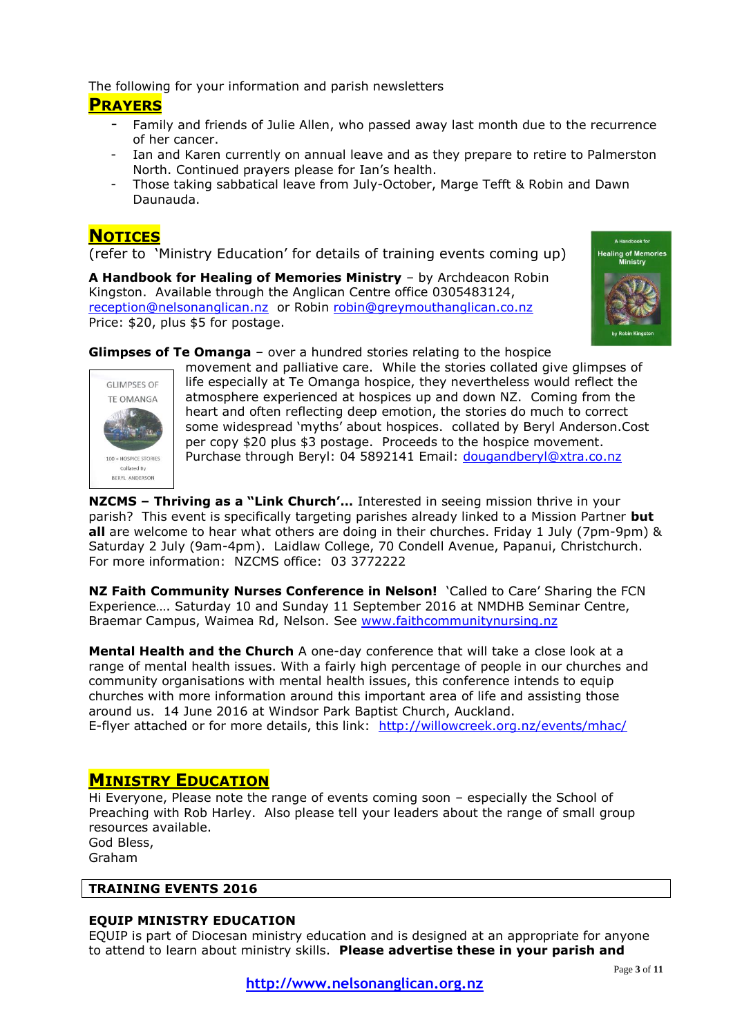The following for your information and parish newsletters

## PRAYERS

- Family and friends of Julie Allen, who passed away last month due to the recurrence of her cancer.
- Ian and Karen currently on annual leave and as they prepare to retire to Palmerston North. Continued prayers please for Ian's health.
- Those taking sabbatical leave from July-October, Marge Tefft & Robin and Dawn Daunauda.

## NOTICES

(refer to 'Ministry Education' for details of training events coming up)

**A Handbook for Healing of Memories Ministry** – by Archdeacon Robin Kingston. Available through the Anglican Centre office 0305483124, reception@nelsonanglican.nz or Robin robin@greymouthanglican.co.nz Price: $20, plus $5 for postage.

**Glimpses of Te Omanga** – over a hundred stories relating to the hospice movement and palliative care. While the stories collated give glimpses of life especially at Te Omanga hospice, they nevertheless would reflect the atmosphere experienced at hospices up and down NZ. Coming from the heart and often reflecting deep emotion, the stories do much to correct some widespread 'myths' about hospices. collated by Beryl Anderson.Cost per copy $20 plus $3 postage. Proceeds to the hospice movement. Purchase through Beryl: 04 5892141 Email: dougandberyl@xtra.co.nz

**NZCMS – Thriving as a "Link Church'…** Interested in seeing mission thrive in your parish? This event is specifically targeting parishes already linked to a Mission Partner **but all** are welcome to hear what others are doing in their churches. Friday 1 July (7pm-9pm) & Saturday 2 July (9am-4pm). Laidlaw College, 70 Condell Avenue, Papanui, Christchurch. For more information: NZCMS office: 03 3772222

**NZ Faith Community Nurses Conference in Nelson!** 'Called to Care' Sharing the FCN Experience…. Saturday 10 and Sunday 11 September 2016 at NMDHB Seminar Centre, Braemar Campus, Waimea Rd, Nelson. See www.faithcommunitynursing.nz

**Mental Health and the Church** A one-day conference that will take a close look at a range of mental health issues. With a fairly high percentage of people in our churches and community organisations with mental health issues, this conference intends to equip churches with more information around this important area of life and assisting those around us. 14 June 2016 at Windsor Park Baptist Church, Auckland.
E-flyer attached or for more details, this link: http://willowcreek.org.nz/events/mhac/

## MINISTRY EDUCATION

Hi Everyone, Please note the range of events coming soon – especially the School of Preaching with Rob Harley. Also please tell your leaders about the range of small group resources available.
God Bless,
Graham

### TRAINING EVENTS 2016

### EQUIP MINISTRY EDUCATION

EQUIP is part of Diocesan ministry education and is designed at an appropriate for anyone to attend to learn about ministry skills. **Please advertise these in your parish and**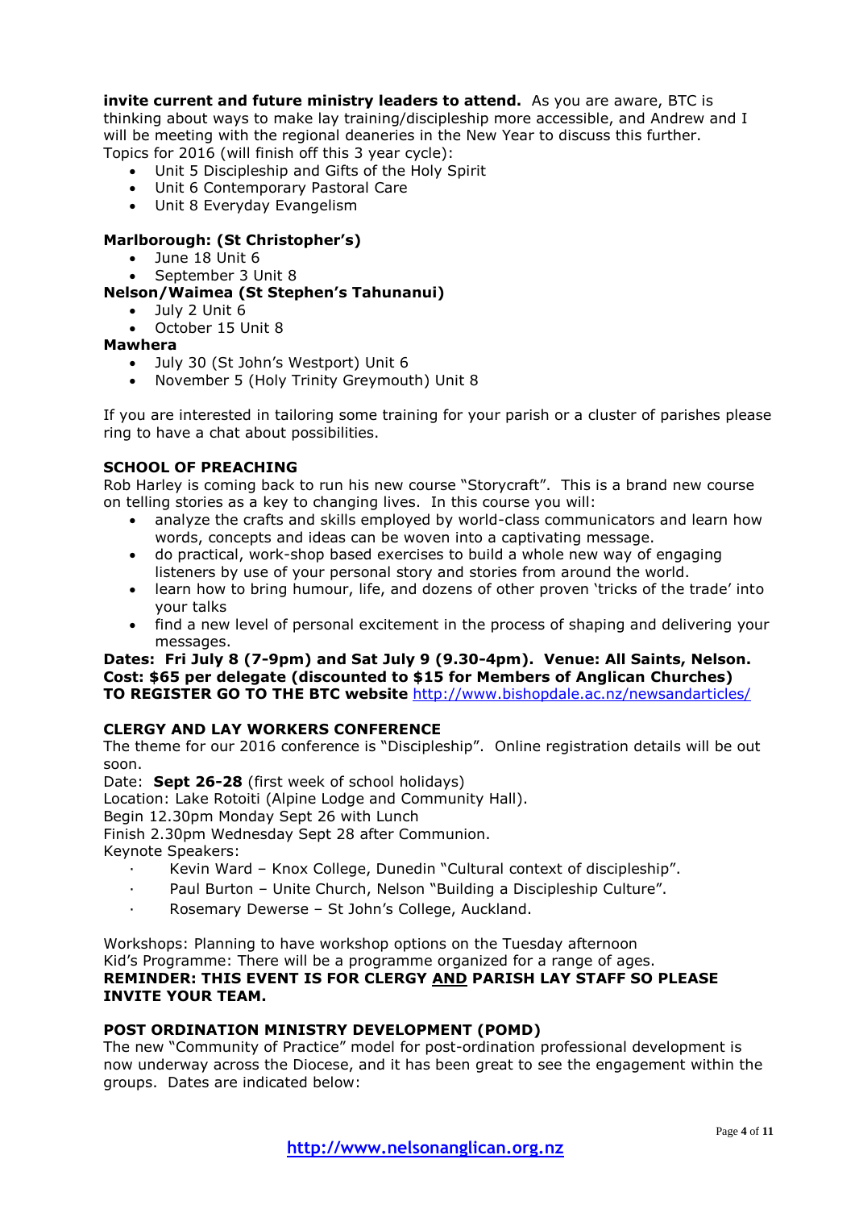**invite current and future ministry leaders to attend.** As you are aware, BTC is thinking about ways to make lay training/discipleship more accessible, and Andrew and I will be meeting with the regional deaneries in the New Year to discuss this further.
Topics for 2016 (will finish off this 3 year cycle):

- Unit 5 Discipleship and Gifts of the Holy Spirit
- Unit 6 Contemporary Pastoral Care
- Unit 8 Everyday Evangelism

**Marlborough: (St Christopher's)**

- June 18 Unit 6
- September 3 Unit 8

**Nelson/Waimea (St Stephen's Tahunanui)**

- July 2 Unit 6
- October 15 Unit 8

**Mawhera**

- July 30 (St John's Westport) Unit 6
- November 5 (Holy Trinity Greymouth) Unit 8

If you are interested in tailoring some training for your parish or a cluster of parishes please ring to have a chat about possibilities.

**SCHOOL OF PREACHING**

Rob Harley is coming back to run his new course "Storycraft". This is a brand new course on telling stories as a key to changing lives. In this course you will:

- analyze the crafts and skills employed by world-class communicators and learn how words, concepts and ideas can be woven into a captivating message.
- do practical, work-shop based exercises to build a whole new way of engaging listeners by use of your personal story and stories from around the world.
- learn how to bring humour, life, and dozens of other proven 'tricks of the trade' into your talks
- find a new level of personal excitement in the process of shaping and delivering your messages.

**Dates: Fri July 8 (7-9pm) and Sat July 9 (9.30-4pm). Venue: All Saints, Nelson.**
**Cost: $65 per delegate (discounted to $15 for Members of Anglican Churches)**
**TO REGISTER GO TO THE BTC website** http://www.bishopdale.ac.nz/newsandarticles/

**CLERGY AND LAY WORKERS CONFERENCE**

The theme for our 2016 conference is "Discipleship". Online registration details will be out soon.

Date: **Sept 26-28** (first week of school holidays)
Location: Lake Rotoiti (Alpine Lodge and Community Hall).
Begin 12.30pm Monday Sept 26 with Lunch
Finish 2.30pm Wednesday Sept 28 after Communion.
Keynote Speakers:

- Kevin Ward – Knox College, Dunedin "Cultural context of discipleship".
- Paul Burton – Unite Church, Nelson "Building a Discipleship Culture".
- Rosemary Dewerse – St John's College, Auckland.

Workshops: Planning to have workshop options on the Tuesday afternoon
Kid's Programme: There will be a programme organized for a range of ages.
**REMINDER: THIS EVENT IS FOR CLERGY AND PARISH LAY STAFF SO PLEASE INVITE YOUR TEAM.**

**POST ORDINATION MINISTRY DEVELOPMENT (POMD)**

The new "Community of Practice" model for post-ordination professional development is now underway across the Diocese, and it has been great to see the engagement within the groups. Dates are indicated below:

http://www.nelsonanglican.org.nz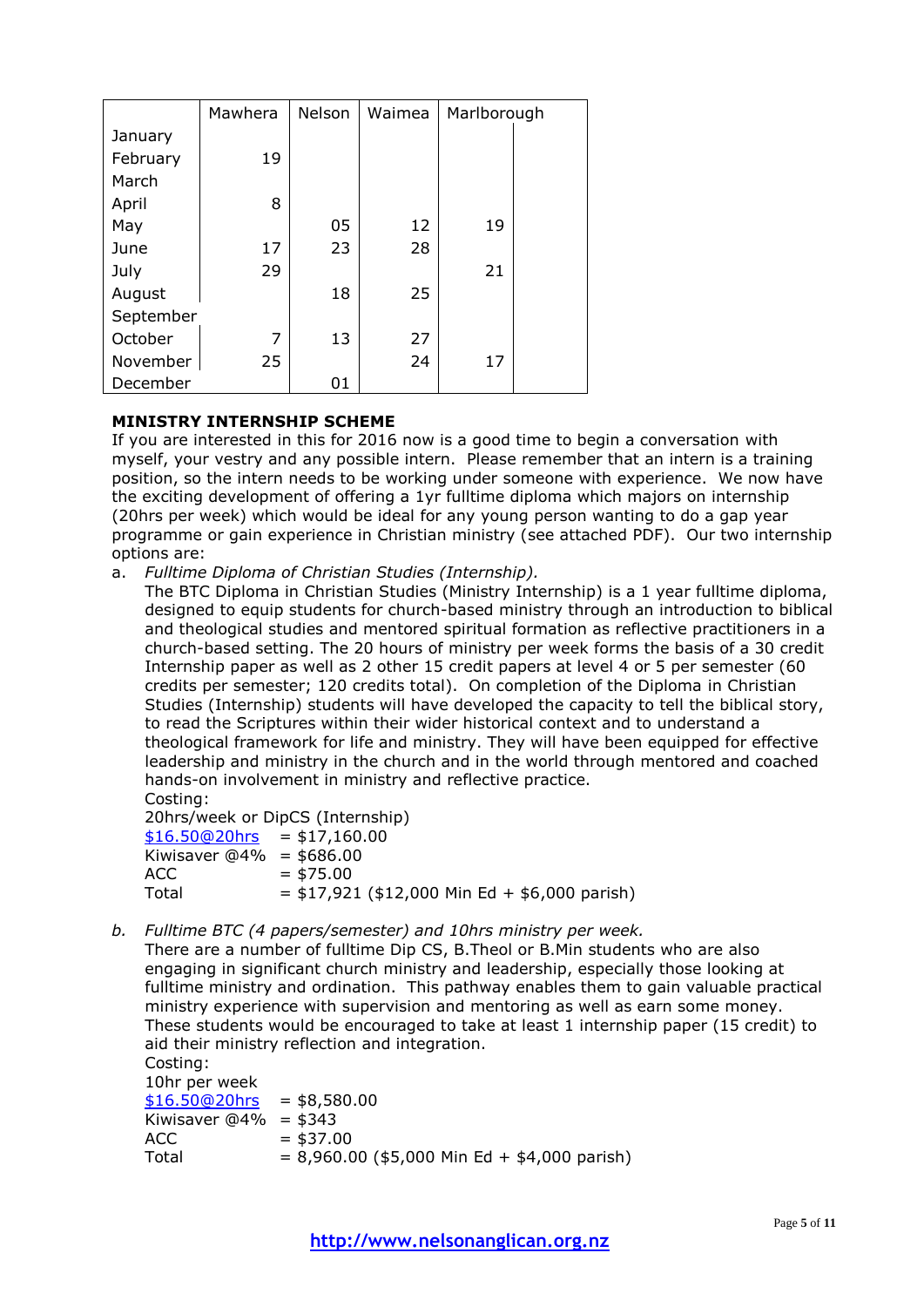| | Mawhera | Nelson | Waimea | Marlborough | |
|---|---|---|---|---|---|
| January | | | | | |
| February | 19 | | | | |
| March | | | | | |
| April | 8 | | | | |
| May | | 05 | 12 | 19 | |
| June | 17 | 23 | 28 | | |
| July | 29 | | | 21 | |
| August | | 18 | 25 | | |
| September | | | | | |
| October | 7 | 13 | 27 | | |
| November | 25 | | 24 | 17 | |
| December | | 01 | | | |

**MINISTRY INTERNSHIP SCHEME**

If you are interested in this for 2016 now is a good time to begin a conversation with myself, your vestry and any possible intern. Please remember that an intern is a training position, so the intern needs to be working under someone with experience. We now have the exciting development of offering a 1yr fulltime diploma which majors on internship (20hrs per week) which would be ideal for any young person wanting to do a gap year programme or gain experience in Christian ministry (see attached PDF). Our two internship options are:

a. *Fulltime Diploma of Christian Studies (Internship).*

   The BTC Diploma in Christian Studies (Ministry Internship) is a 1 year fulltime diploma, designed to equip students for church-based ministry through an introduction to biblical and theological studies and mentored spiritual formation as reflective practitioners in a church-based setting. The 20 hours of ministry per week forms the basis of a 30 credit Internship paper as well as 2 other 15 credit papers at level 4 or 5 per semester (60 credits per semester; 120 credits total). On completion of the Diploma in Christian Studies (Internship) students will have developed the capacity to tell the biblical story, to read the Scriptures within their wider historical context and to understand a theological framework for life and ministry. They will have been equipped for effective leadership and ministry in the church and in the world through mentored and coached hands-on involvement in ministry and reflective practice.

   Costing:
   20hrs/week or DipCS (Internship)
   $16.50@20hrs = $17,160.00
   Kiwisaver @4% = $686.00
   ACC = $75.00
   Total = $17,921 ($12,000 Min Ed + $6,000 parish)

b. *Fulltime BTC (4 papers/semester) and 10hrs ministry per week.*

   There are a number of fulltime Dip CS, B.Theol or B.Min students who are also engaging in significant church ministry and leadership, especially those looking at fulltime ministry and ordination. This pathway enables them to gain valuable practical ministry experience with supervision and mentoring as well as earn some money. These students would be encouraged to take at least 1 internship paper (15 credit) to aid their ministry reflection and integration.

   Costing:
   10hr per week
   $16.50@20hrs = $8,580.00
   Kiwisaver @4% = $343
   ACC = $37.00
   Total = 8,960.00 ($5,000 Min Ed + $4,000 parish)

http://www.nelsonanglican.org.nz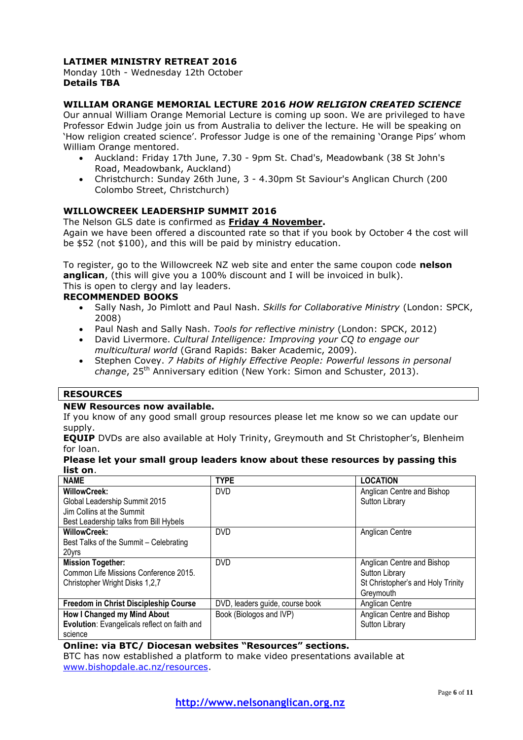## LATIMER MINISTRY RETREAT 2016

Monday 10th - Wednesday 12th October
**Details TBA**

## WILLIAM ORANGE MEMORIAL LECTURE 2016 *HOW RELIGION CREATED SCIENCE*

Our annual William Orange Memorial Lecture is coming up soon. We are privileged to have Professor Edwin Judge join us from Australia to deliver the lecture. He will be speaking on 'How religion created science'. Professor Judge is one of the remaining 'Orange Pips' whom William Orange mentored.

- Auckland: Friday 17th June, 7.30 - 9pm St. Chad's, Meadowbank (38 St John's Road, Meadowbank, Auckland)
- Christchurch: Sunday 26th June, 3 - 4.30pm St Saviour's Anglican Church (200 Colombo Street, Christchurch)

## WILLOWCREEK LEADERSHIP SUMMIT 2016

The Nelson GLS date is confirmed as **Friday 4 November.**
Again we have been offered a discounted rate so that if you book by October 4 the cost will be $52 (not $100), and this will be paid by ministry education.

To register, go to the Willowcreek NZ web site and enter the same coupon code **nelson anglican**, (this will give you a 100% discount and I will be invoiced in bulk).
This is open to clergy and lay leaders.

**RECOMMENDED BOOKS**

- Sally Nash, Jo Pimlott and Paul Nash. *Skills for Collaborative Ministry* (London: SPCK, 2008)
- Paul Nash and Sally Nash. *Tools for reflective ministry* (London: SPCK, 2012)
- David Livermore. *Cultural Intelligence: Improving your CQ to engage our multicultural world* (Grand Rapids: Baker Academic, 2009).
- Stephen Covey. *7 Habits of Highly Effective People: Powerful lessons in personal change*, 25th Anniversary edition (New York: Simon and Schuster, 2013).

## RESOURCES

**NEW Resources now available.**
If you know of any good small group resources please let me know so we can update our supply.
**EQUIP** DVDs are also available at Holy Trinity, Greymouth and St Christopher's, Blenheim for loan.

**Please let your small group leaders know about these resources by passing this list on**.

| NAME | TYPE | LOCATION |
|---|---|---|
| **WillowCreek:** Global Leadership Summit 2015 Jim Collins at the Summit Best Leadership talks from Bill Hybels | DVD | Anglican Centre and Bishop Sutton Library |
| **WillowCreek:** Best Talks of the Summit – Celebrating 20yrs | DVD | Anglican Centre |
| **Mission Together:** Common Life Missions Conference 2015. Christopher Wright Disks 1,2,7 | DVD | Anglican Centre and Bishop Sutton Library St Christopher's and Holy Trinity Greymouth |
| **Freedom in Christ Discipleship Course** | DVD, leaders guide, course book | Anglican Centre |
| **How I Changed my Mind About Evolution**: Evangelicals reflect on faith and science | Book (Biologos and IVP) | Anglican Centre and Bishop Sutton Library |

**Online: via BTC/ Diocesan websites "Resources" sections.**
BTC has now established a platform to make video presentations available at www.bishopdale.ac.nz/resources.

http://www.nelsonanglican.org.nz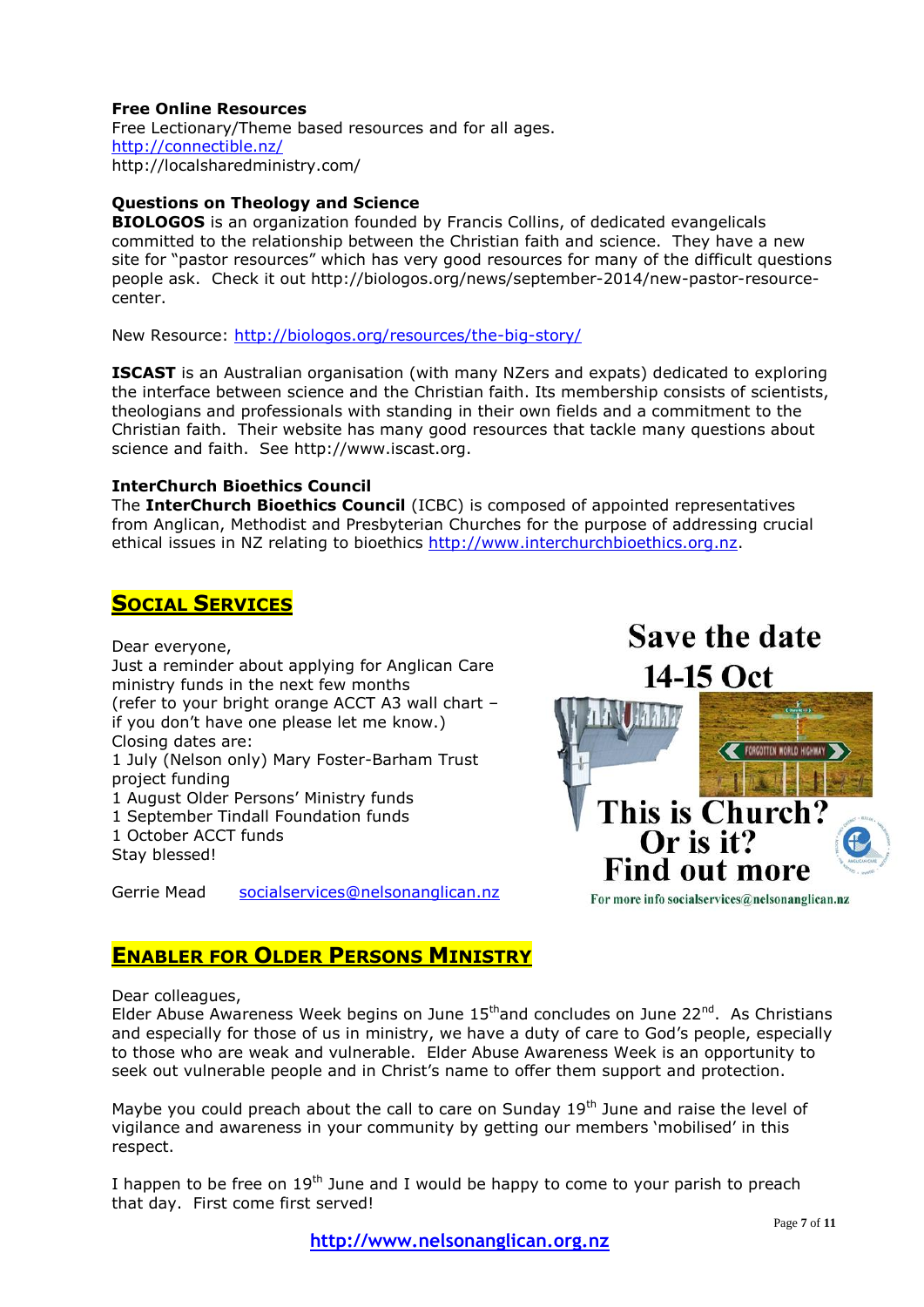**Free Online Resources**
Free Lectionary/Theme based resources and for all ages.
http://connectible.nz/
http://localsharedministry.com/

**Questions on Theology and Science**
**BIOLOGOS** is an organization founded by Francis Collins, of dedicated evangelicals committed to the relationship between the Christian faith and science. They have a new site for "pastor resources" which has very good resources for many of the difficult questions people ask. Check it out http://biologos.org/news/september-2014/new-pastor-resource-center.

New Resource: http://biologos.org/resources/the-big-story/

**ISCAST** is an Australian organisation (with many NZers and expats) dedicated to exploring the interface between science and the Christian faith. Its membership consists of scientists, theologians and professionals with standing in their own fields and a commitment to the Christian faith. Their website has many good resources that tackle many questions about science and faith. See http://www.iscast.org.

**InterChurch Bioethics Council**
The **InterChurch Bioethics Council** (ICBC) is composed of appointed representatives from Anglican, Methodist and Presbyterian Churches for the purpose of addressing crucial ethical issues in NZ relating to bioethics http://www.interchurchbioethics.org.nz.

## Social Services

Dear everyone,
Just a reminder about applying for Anglican Care ministry funds in the next few months
(refer to your bright orange ACCT A3 wall chart – if you don't have one please let me know.)
Closing dates are:
1 July (Nelson only) Mary Foster-Barham Trust project funding
1 August Older Persons' Ministry funds
1 September Tindall Foundation funds
1 October ACCT funds
Stay blessed!

Gerrie Mead socialservices@nelsonanglican.nz

Save the date
14-15 Oct

This is Church?
Or is it?
Find out more

For more info socialservices@nelsonanglican.nz

## Enabler for Older Persons Ministry

Dear colleagues,
Elder Abuse Awareness Week begins on June 15th and concludes on June 22nd. As Christians and especially for those of us in ministry, we have a duty of care to God's people, especially to those who are weak and vulnerable. Elder Abuse Awareness Week is an opportunity to seek out vulnerable people and in Christ's name to offer them support and protection.

Maybe you could preach about the call to care on Sunday 19th June and raise the level of vigilance and awareness in your community by getting our members 'mobilised' in this respect.

I happen to be free on 19th June and I would be happy to come to your parish to preach that day. First come first served!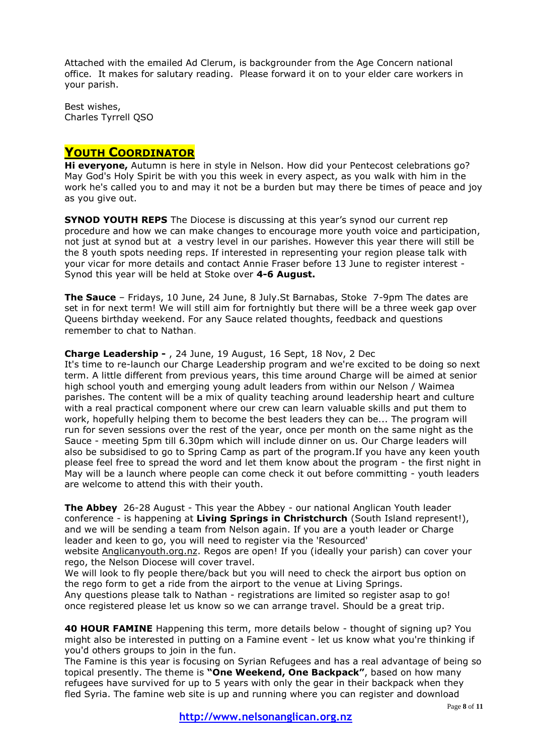Attached with the emailed Ad Clerum, is backgrounder from the Age Concern national office. It makes for salutary reading. Please forward it on to your elder care workers in your parish.

Best wishes,
Charles Tyrrell QSO

## YOUTH COORDINATOR

**Hi everyone,** Autumn is here in style in Nelson. How did your Pentecost celebrations go? May God's Holy Spirit be with you this week in every aspect, as you walk with him in the work he's called you to and may it not be a burden but may there be times of peace and joy as you give out.

**SYNOD YOUTH REPS** The Diocese is discussing at this year's synod our current rep procedure and how we can make changes to encourage more youth voice and participation, not just at synod but at a vestry level in our parishes. However this year there will still be the 8 youth spots needing reps. If interested in representing your region please talk with your vicar for more details and contact Annie Fraser before 13 June to register interest - Synod this year will be held at Stoke over **4-6 August.**

**The Sauce** – Fridays, 10 June, 24 June, 8 July.St Barnabas, Stoke 7-9pm The dates are set in for next term! We will still aim for fortnightly but there will be a three week gap over Queens birthday weekend. For any Sauce related thoughts, feedback and questions remember to chat to Nathan.

**Charge Leadership -** , 24 June, 19 August, 16 Sept, 18 Nov, 2 Dec
It's time to re-launch our Charge Leadership program and we're excited to be doing so next term. A little different from previous years, this time around Charge will be aimed at senior high school youth and emerging young adult leaders from within our Nelson / Waimea parishes. The content will be a mix of quality teaching around leadership heart and culture with a real practical component where our crew can learn valuable skills and put them to work, hopefully helping them to become the best leaders they can be... The program will run for seven sessions over the rest of the year, once per month on the same night as the Sauce - meeting 5pm till 6.30pm which will include dinner on us. Our Charge leaders will also be subsidised to go to Spring Camp as part of the program.If you have any keen youth please feel free to spread the word and let them know about the program - the first night in May will be a launch where people can come check it out before committing - youth leaders are welcome to attend this with their youth.

**The Abbey** 26-28 August - This year the Abbey - our national Anglican Youth leader conference - is happening at **Living Springs in Christchurch** (South Island represent!), and we will be sending a team from Nelson again. If you are a youth leader or Charge leader and keen to go, you will need to register via the 'Resourced' website Anglicanyouth.org.nz. Regos are open! If you (ideally your parish) can cover your rego, the Nelson Diocese will cover travel.
We will look to fly people there/back but you will need to check the airport bus option on the rego form to get a ride from the airport to the venue at Living Springs.
Any questions please talk to Nathan - registrations are limited so register asap to go! once registered please let us know so we can arrange travel. Should be a great trip.

**40 HOUR FAMINE** Happening this term, more details below - thought of signing up? You might also be interested in putting on a Famine event - let us know what you're thinking if you'd others groups to join in the fun.
The Famine is this year is focusing on Syrian Refugees and has a real advantage of being so topical presently. The theme is **"One Weekend, One Backpack"**, based on how many refugees have survived for up to 5 years with only the gear in their backpack when they fled Syria. The famine web site is up and running where you can register and download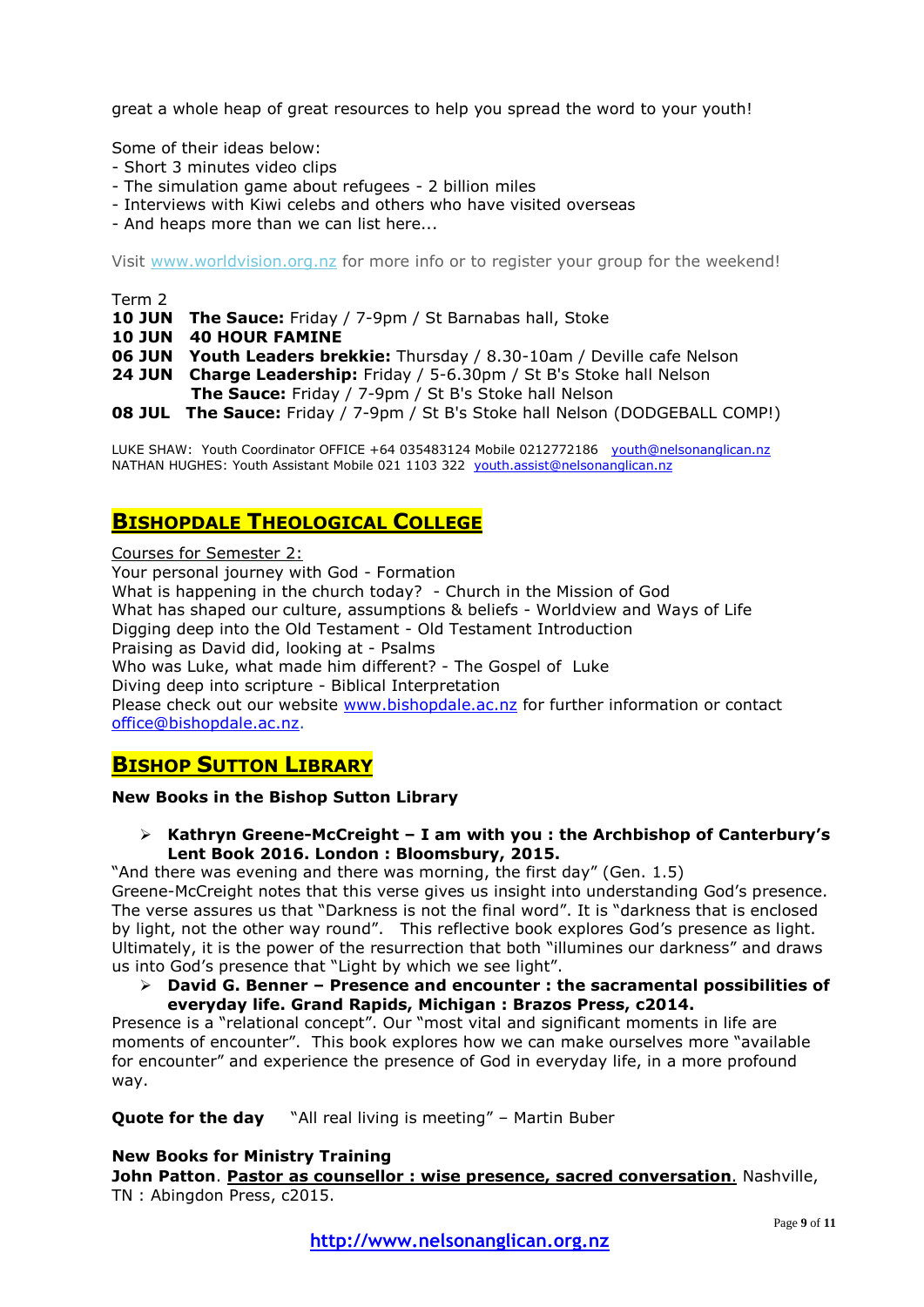great a whole heap of great resources to help you spread the word to your youth!

Some of their ideas below:
- Short 3 minutes video clips
- The simulation game about refugees - 2 billion miles
- Interviews with Kiwi celebs and others who have visited overseas
- And heaps more than we can list here...

Visit www.worldvision.org.nz for more info or to register your group for the weekend!

Term 2
**10 JUN** **The Sauce:** Friday / 7-9pm / St Barnabas hall, Stoke
**10 JUN** **40 HOUR FAMINE**
**06 JUN** **Youth Leaders brekkie:** Thursday / 8.30-10am / Deville cafe Nelson
**24 JUN** **Charge Leadership:** Friday / 5-6.30pm / St B's Stoke hall Nelson
**The Sauce:** Friday / 7-9pm / St B's Stoke hall Nelson
**08 JUL** **The Sauce:** Friday / 7-9pm / St B's Stoke hall Nelson (DODGEBALL COMP!)

LUKE SHAW: Youth Coordinator OFFICE +64 035483124 Mobile 0212772186 youth@nelsonanglican.nz
NATHAN HUGHES: Youth Assistant Mobile 021 1103 322 youth.assist@nelsonanglican.nz

## BISHOPDALE THEOLOGICAL COLLEGE

Courses for Semester 2:
Your personal journey with God - Formation
What is happening in the church today? - Church in the Mission of God
What has shaped our culture, assumptions & beliefs - Worldview and Ways of Life
Digging deep into the Old Testament - Old Testament Introduction
Praising as David did, looking at - Psalms
Who was Luke, what made him different? - The Gospel of Luke
Diving deep into scripture - Biblical Interpretation
Please check out our website www.bishopdale.ac.nz for further information or contact office@bishopdale.ac.nz.

## BISHOP SUTTON LIBRARY

**New Books in the Bishop Sutton Library**

- **Kathryn Greene-McCreight – I am with you : the Archbishop of Canterbury's Lent Book 2016. London : Bloomsbury, 2015.**

"And there was evening and there was morning, the first day" (Gen. 1.5)
Greene-McCreight notes that this verse gives us insight into understanding God's presence. The verse assures us that "Darkness is not the final word". It is "darkness that is enclosed by light, not the other way round". This reflective book explores God's presence as light. Ultimately, it is the power of the resurrection that both "illumines our darkness" and draws us into God's presence that "Light by which we see light".

- **David G. Benner – Presence and encounter : the sacramental possibilities of everyday life. Grand Rapids, Michigan : Brazos Press, c2014.**

Presence is a "relational concept". Our "most vital and significant moments in life are moments of encounter". This book explores how we can make ourselves more "available for encounter" and experience the presence of God in everyday life, in a more profound way.

**Quote for the day** "All real living is meeting" – Martin Buber

**New Books for Ministry Training**
**John Patton**. **Pastor as counsellor : wise presence, sacred conversation**. Nashville, TN : Abingdon Press, c2015.

http://www.nelsonanglican.org.nz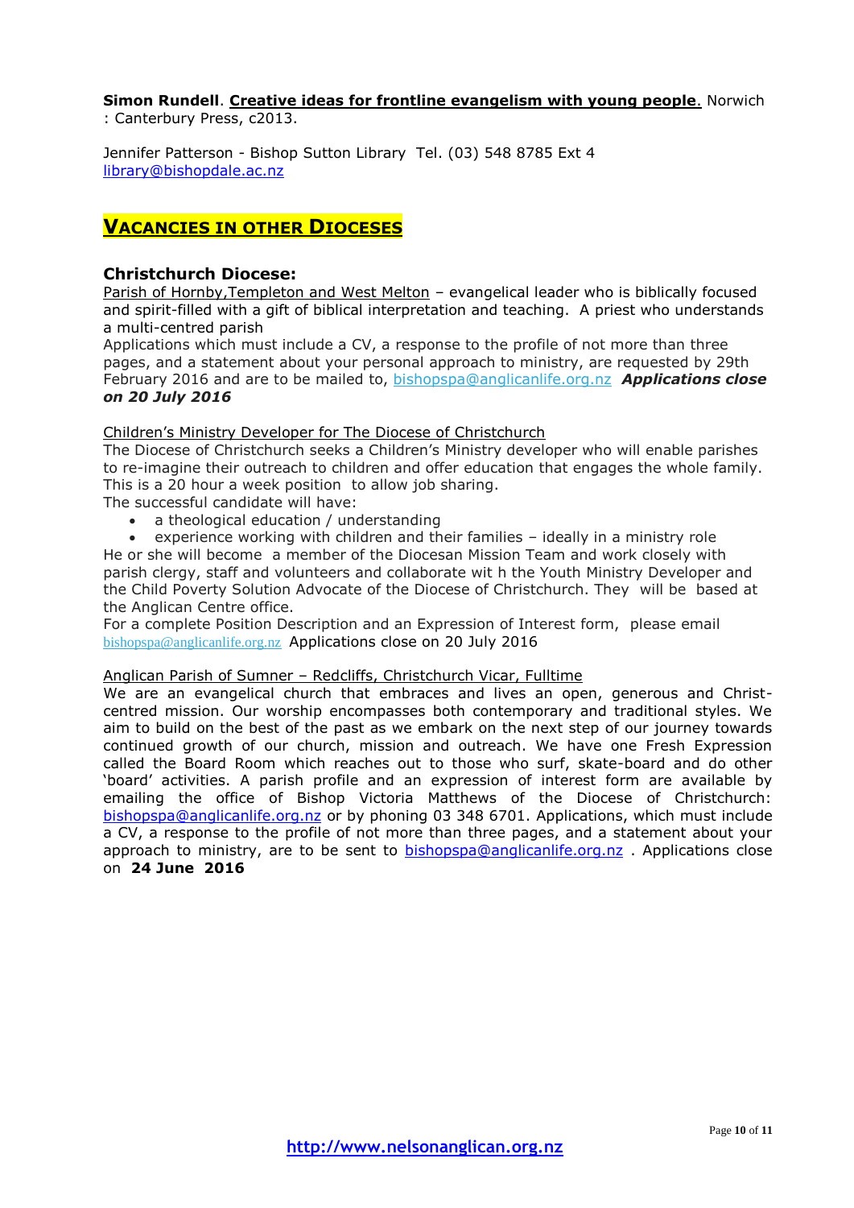**Simon Rundell**. **Creative ideas for frontline evangelism with young people**. Norwich : Canterbury Press, c2013.

Jennifer Patterson - Bishop Sutton Library Tel. (03) 548 8785 Ext 4
library@bishopdale.ac.nz

## VACANCIES IN OTHER DIOCESES

### Christchurch Diocese:

Parish of Hornby,Templeton and West Melton – evangelical leader who is biblically focused and spirit-filled with a gift of biblical interpretation and teaching. A priest who understands a multi-centred parish

Applications which must include a CV, a response to the profile of not more than three pages, and a statement about your personal approach to ministry, are requested by 29th February 2016 and are to be mailed to, bishopspa@anglicanlife.org.nz ***Applications close on 20 July 2016***

Children's Ministry Developer for The Diocese of Christchurch

The Diocese of Christchurch seeks a Children's Ministry developer who will enable parishes to re-imagine their outreach to children and offer education that engages the whole family. This is a 20 hour a week position to allow job sharing.

The successful candidate will have:

- a theological education / understanding
- experience working with children and their families – ideally in a ministry role

He or she will become a member of the Diocesan Mission Team and work closely with parish clergy, staff and volunteers and collaborate wit h the Youth Ministry Developer and the Child Poverty Solution Advocate of the Diocese of Christchurch. They will be based at the Anglican Centre office.

For a complete Position Description and an Expression of Interest form, please email bishopspa@anglicanlife.org.nz Applications close on 20 July 2016

Anglican Parish of Sumner – Redcliffs, Christchurch Vicar, Fulltime

We are an evangelical church that embraces and lives an open, generous and Christ-centred mission. Our worship encompasses both contemporary and traditional styles. We aim to build on the best of the past as we embark on the next step of our journey towards continued growth of our church, mission and outreach. We have one Fresh Expression called the Board Room which reaches out to those who surf, skate-board and do other 'board' activities. A parish profile and an expression of interest form are available by emailing the office of Bishop Victoria Matthews of the Diocese of Christchurch: bishopspa@anglicanlife.org.nz or by phoning 03 348 6701. Applications, which must include a CV, a response to the profile of not more than three pages, and a statement about your approach to ministry, are to be sent to bishopspa@anglicanlife.org.nz . Applications close on **24 June 2016**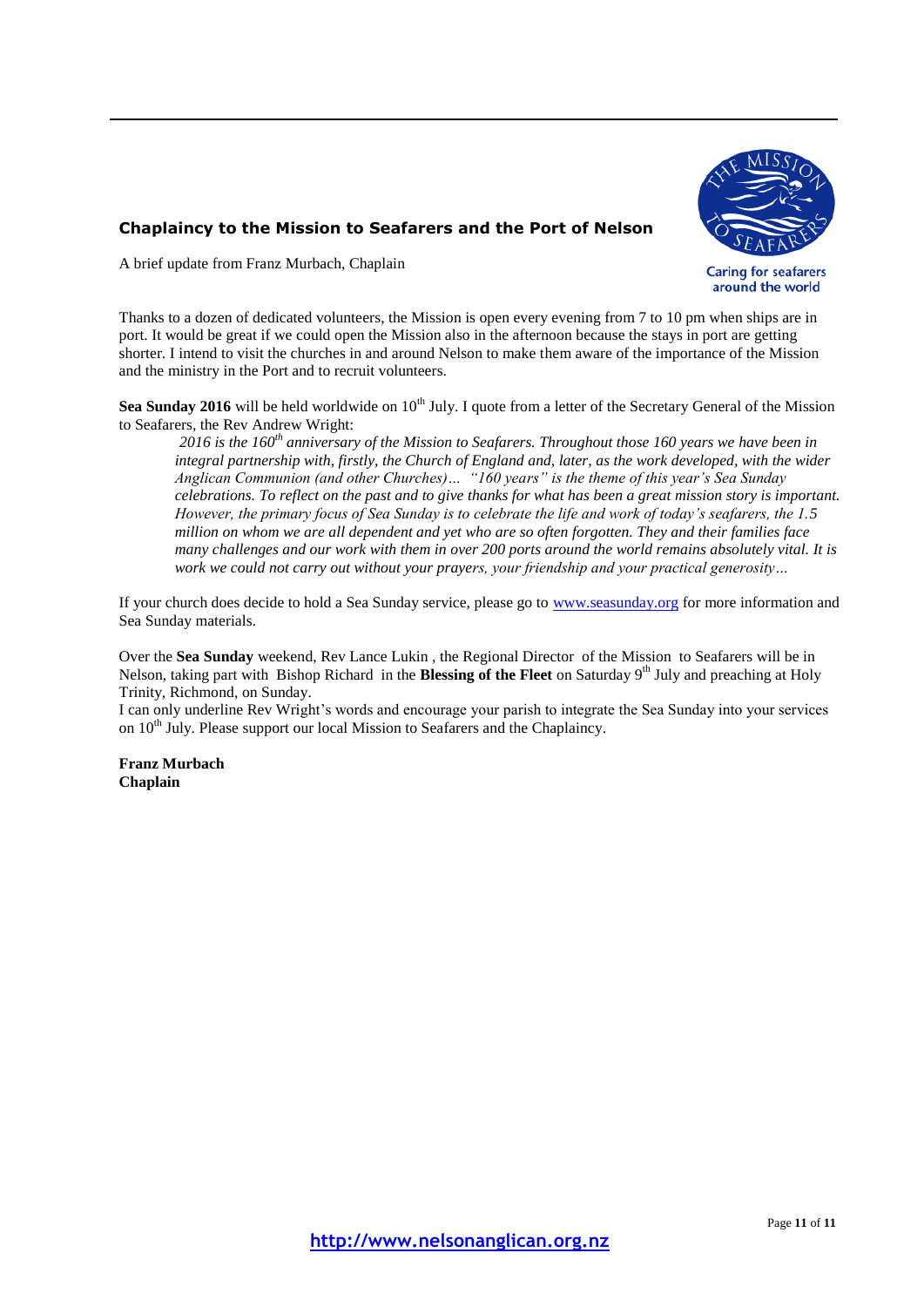## Chaplaincy to the Mission to Seafarers and the Port of Nelson

A brief update from Franz Murbach, Chaplain

Caring for seafarers around the world

Thanks to a dozen of dedicated volunteers, the Mission is open every evening from 7 to 10 pm when ships are in port. It would be great if we could open the Mission also in the afternoon because the stays in port are getting shorter. I intend to visit the churches in and around Nelson to make them aware of the importance of the Mission and the ministry in the Port and to recruit volunteers.

**Sea Sunday 2016** will be held worldwide on 10th July. I quote from a letter of the Secretary General of the Mission to Seafarers, the Rev Andrew Wright:

> *2016 is the 160th anniversary of the Mission to Seafarers. Throughout those 160 years we have been in integral partnership with, firstly, the Church of England and, later, as the work developed, with the wider Anglican Communion (and other Churches)… "160 years" is the theme of this year's Sea Sunday celebrations. To reflect on the past and to give thanks for what has been a great mission story is important. However, the primary focus of Sea Sunday is to celebrate the life and work of today's seafarers, the 1.5 million on whom we are all dependent and yet who are so often forgotten. They and their families face many challenges and our work with them in over 200 ports around the world remains absolutely vital. It is work we could not carry out without your prayers, your friendship and your practical generosity…*

If your church does decide to hold a Sea Sunday service, please go to www.seasunday.org for more information and Sea Sunday materials.

Over the **Sea Sunday** weekend, Rev Lance Lukin , the Regional Director of the Mission to Seafarers will be in Nelson, taking part with Bishop Richard in the **Blessing of the Fleet** on Saturday 9th July and preaching at Holy Trinity, Richmond, on Sunday.

I can only underline Rev Wright's words and encourage your parish to integrate the Sea Sunday into your services on 10th July. Please support our local Mission to Seafarers and the Chaplaincy.

**Franz Murbach**
**Chaplain**